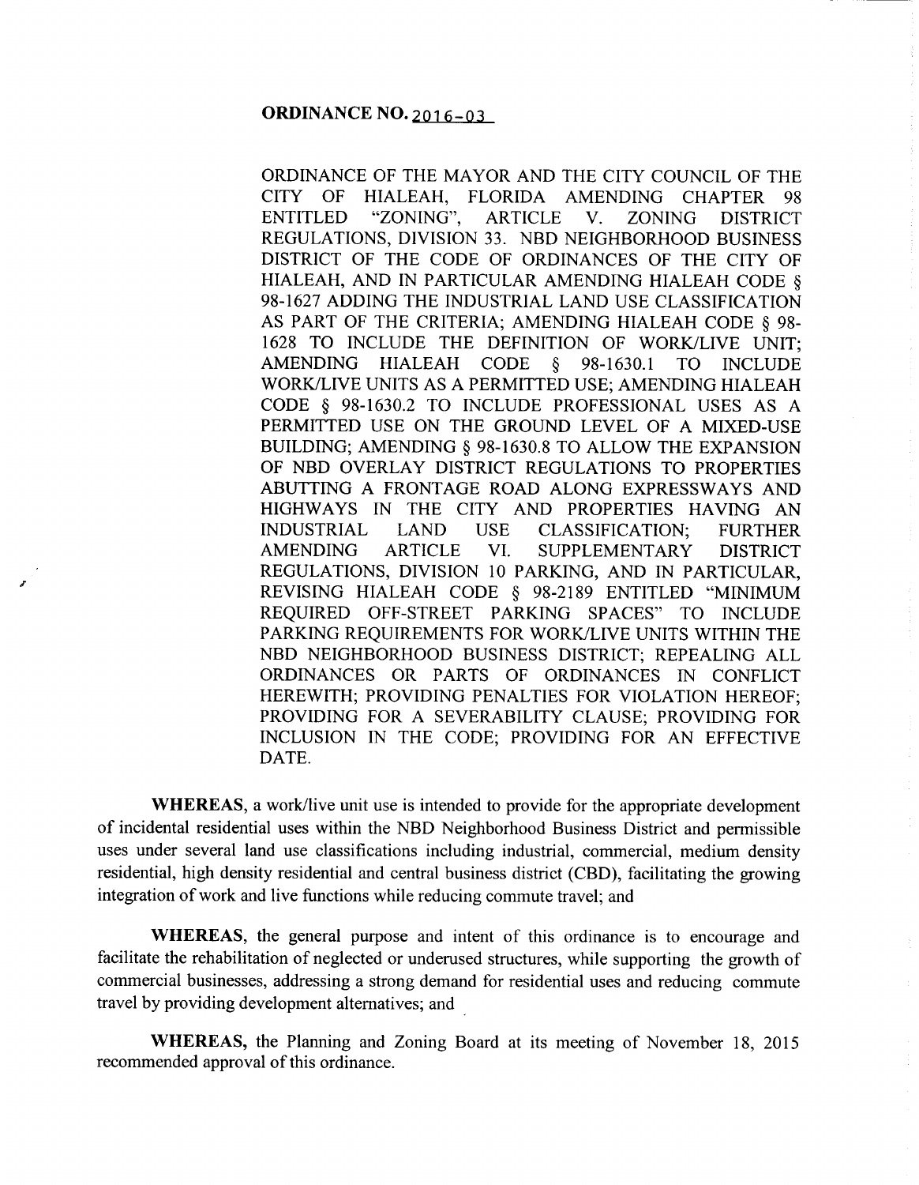**ORDINANCE NO. 2016-03**

ORDINANCE OF THE MAYOR AND THE CITY COUNCIL OF THE CITY OF HIALEAH, FLORIDA AMENDING CHAPTER 98 ENTITLED "ZONING", ARTICLE V. ZONING DISTRICT REGULATIONS, DIVISION 33. NBD NEIGHBORHOOD BUSINESS DISTRICT OF THE CODE OF ORDINANCES OF THE CITY OF HIALEAH, AND IN PARTICULAR AMENDING HIALEAH CODE § 98-1627 ADDING THE INDUSTRIAL LAND USE CLASSIFICATION AS PART OF THE CRITERIA; AMENDING HIALEAH CODE § 98-1628 TO INCLUDE THE DEFINITION OF WORK/LIVE UNIT; AMENDING HIALEAH CODE § 98-1630.1 TO INCLUDE WORK/LIVE UNITS AS A PERMITTED USE; AMENDING HIALEAH CODE § 98-1630.2 TO INCLUDE PROFESSIONAL USES AS A PERMITTED USE ON THE GROUND LEVEL OF A MIXED-USE BUILDING; AMENDING § 98-1630.8 TO ALLOW THE EXPANSION OF NBD OVERLAY DISTRICT REGULATIONS TO PROPERTIES ABUTTING A FRONTAGE ROAD ALONG EXPRESSWAYS AND HIGHWAYS IN THE CITY AND PROPERTIES HAVING AN INDUSTRIAL LAND USE CLASSIFICATION; FURTHER AMENDING ARTICLE VI. SUPPLEMENTARY DISTRICT REGULATIONS, DIVISION 10 PARKING, AND IN PARTICULAR, REVISING HIALEAH CODE § 98-2189 ENTITLED "MINIMUM REQUIRED OFF-STREET PARKING SPACES" TO INCLUDE PARKING REQUIREMENTS FOR WORK/LIVE UNITS WITHIN THE NBD NEIGHBORHOOD BUSINESS DISTRICT; REPEALING ALL ORDINANCES OR PARTS OF ORDINANCES IN CONFLICT HEREWITH; PROVIDING PENALTIES FOR VIOLATION HEREOF; PROVIDING FOR A SEVERABILITY CLAUSE; PROVIDING FOR INCLUSION IN THE CODE; PROVIDING FOR AN EFFECTIVE DATE.

**WHEREAS**, a work/live unit use is intended to provide for the appropriate development of incidental residential uses within the NBD Neighborhood Business District and permissible uses under several land use classifications including industrial, commercial, medium density residential, high density residential and central business district (CBD), facilitating the growing integration of work and live functions while reducing commute travel; and

**WHEREAS**, the general purpose and intent of this ordinance is to encourage and facilitate the rehabilitation of neglected or underused structures, while supporting the growth of commercial businesses, addressing a strong demand for residential uses and reducing commute travel by providing development alternatives; and

**WHEREAS,** the Planning and Zoning Board at its meeting of November 18, 2015 recommended approval of this ordinance.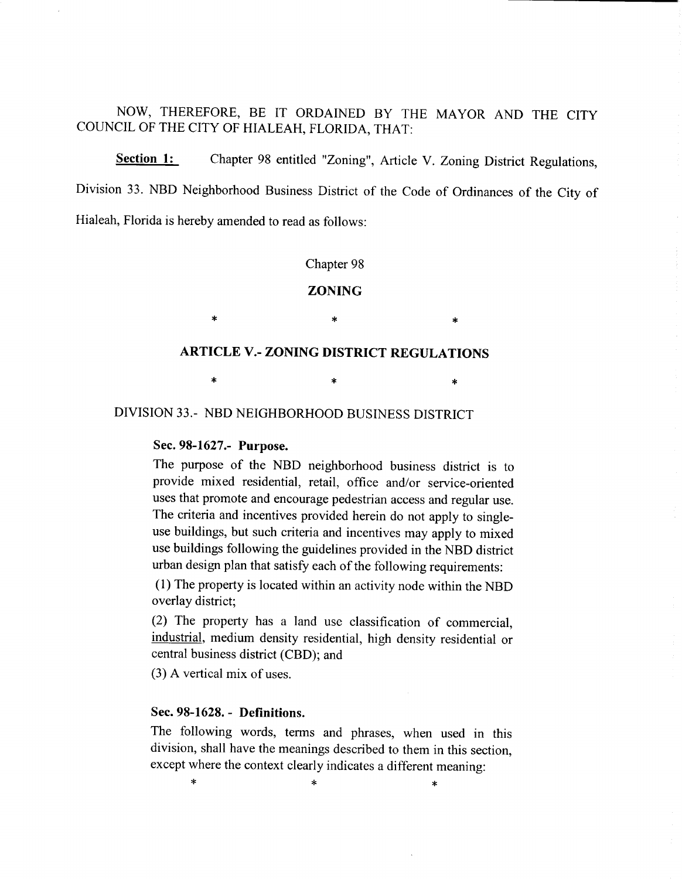NOW, THEREFORE, BE IT ORDAINED BY THE MAYOR AND THE CITY COUNCIL OF THE CITY OF HIALEAH, FLORIDA, THAT:

**Section 1:** Chapter 98 entitled "Zoning", Article V. Zoning District Regulations, Division 33. NBD Neighborhood Business District of the Code of Ordinances of the City of Hialeah, Florida is hereby amended to read as follows:

Chapter 98

**ZONING**

\* \* \*

**ARTICLE V.- ZONING DISTRICT REGULATIONS**

\* \* \*

DIVISION 33.- NBD NEIGHBORHOOD BUSINESS DISTRICT

**Sec. 98-1627.- Purpose.**

The purpose of the NBD neighborhood business district is to provide mixed residential, retail, office and/or service-oriented uses that promote and encourage pedestrian access and regular use. The criteria and incentives provided herein do not apply to single-use buildings, but such criteria and incentives may apply to mixed use buildings following the guidelines provided in the NBD district urban design plan that satisfy each of the following requirements:

(1) The property is located within an activity node within the NBD overlay district;

(2) The property has a land use classification of commercial, <u>industrial</u>, medium density residential, high density residential or central business district (CBD); and

(3) A vertical mix of uses.

**Sec. 98-1628. - Definitions.**

The following words, terms and phrases, when used in this division, shall have the meanings described to them in this section, except where the context clearly indicates a different meaning:

\* \* \*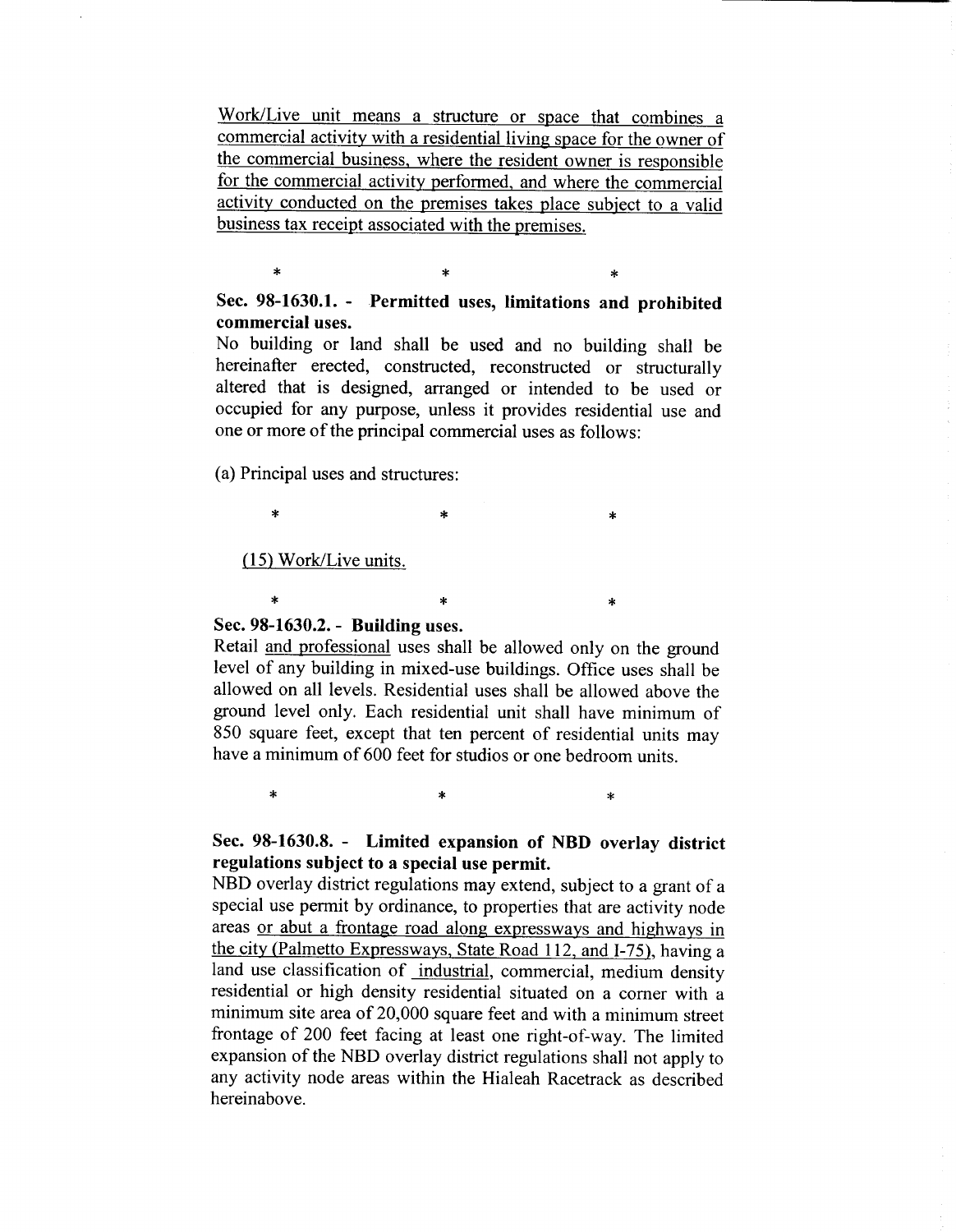<u>Work/Live unit means a structure or space that combines a commercial activity with a residential living space for the owner of the commercial business, where the resident owner is responsible for the commercial activity performed, and where the commercial activity conducted on the premises takes place subject to a valid business tax receipt associated with the premises.</u>

\*　　　　　\*　　　　　\*

**Sec. 98-1630.1. - Permitted uses, limitations and prohibited commercial uses.**

No building or land shall be used and no building shall be hereinafter erected, constructed, reconstructed or structurally altered that is designed, arranged or intended to be used or occupied for any purpose, unless it provides residential use and one or more of the principal commercial uses as follows:

(a) Principal uses and structures:

\*　　　　　\*　　　　　\*

<u>(15) Work/Live units.</u>

\*　　　　　\*　　　　　\*

**Sec. 98-1630.2. - Building uses.**

Retail <u>and professional</u> uses shall be allowed only on the ground level of any building in mixed-use buildings. Office uses shall be allowed on all levels. Residential uses shall be allowed above the ground level only. Each residential unit shall have minimum of 850 square feet, except that ten percent of residential units may have a minimum of 600 feet for studios or one bedroom units.

\*　　　　　\*　　　　　\*

**Sec. 98-1630.8. - Limited expansion of NBD overlay district regulations subject to a special use permit.**

NBD overlay district regulations may extend, subject to a grant of a special use permit by ordinance, to properties that are activity node areas <u>or abut a frontage road along expressways and highways in the city (Palmetto Expressways, State Road 112, and I-75)</u>, having a land use classification of <u>industrial</u>, commercial, medium density residential or high density residential situated on a corner with a minimum site area of 20,000 square feet and with a minimum street frontage of 200 feet facing at least one right-of-way. The limited expansion of the NBD overlay district regulations shall not apply to any activity node areas within the Hialeah Racetrack as described hereinabove.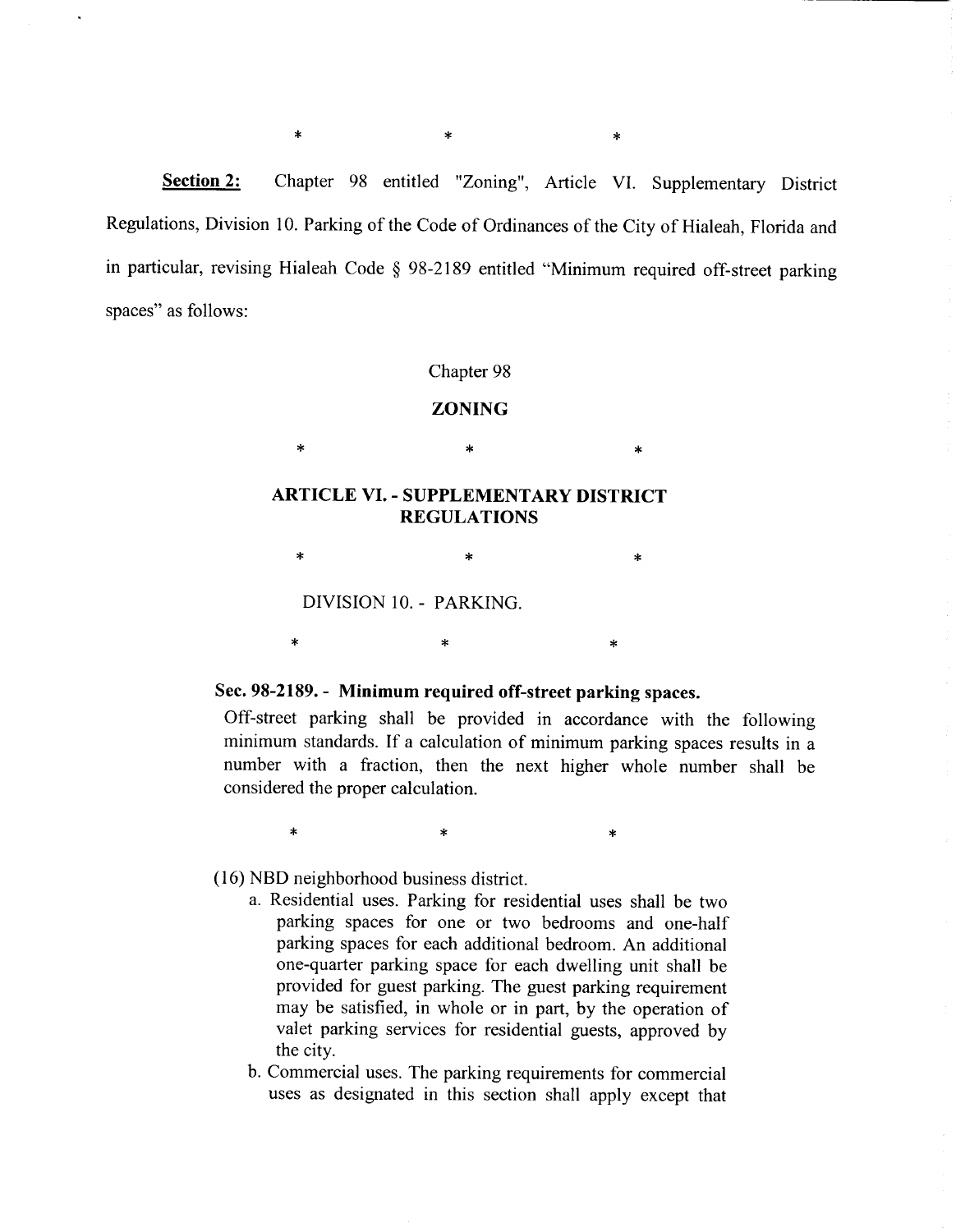\*                    \*                    \*

**Section 2:** Chapter 98 entitled "Zoning", Article VI. Supplementary District Regulations, Division 10. Parking of the Code of Ordinances of the City of Hialeah, Florida and in particular, revising Hialeah Code § 98-2189 entitled "Minimum required off-street parking spaces" as follows:

Chapter 98

**ZONING**

\*                    \*                    \*

**ARTICLE VI. - SUPPLEMENTARY DISTRICT REGULATIONS**

\*                    \*                    \*

DIVISION 10. - PARKING.

\*                    \*                    \*

**Sec. 98-2189. - Minimum required off-street parking spaces.**

Off-street parking shall be provided in accordance with the following minimum standards. If a calculation of minimum parking spaces results in a number with a fraction, then the next higher whole number shall be considered the proper calculation.

\*                    \*                    \*

(16) NBD neighborhood business district.

- a. Residential uses. Parking for residential uses shall be two parking spaces for one or two bedrooms and one-half parking spaces for each additional bedroom. An additional one-quarter parking space for each dwelling unit shall be provided for guest parking. The guest parking requirement may be satisfied, in whole or in part, by the operation of valet parking services for residential guests, approved by the city.
- b. Commercial uses. The parking requirements for commercial uses as designated in this section shall apply except that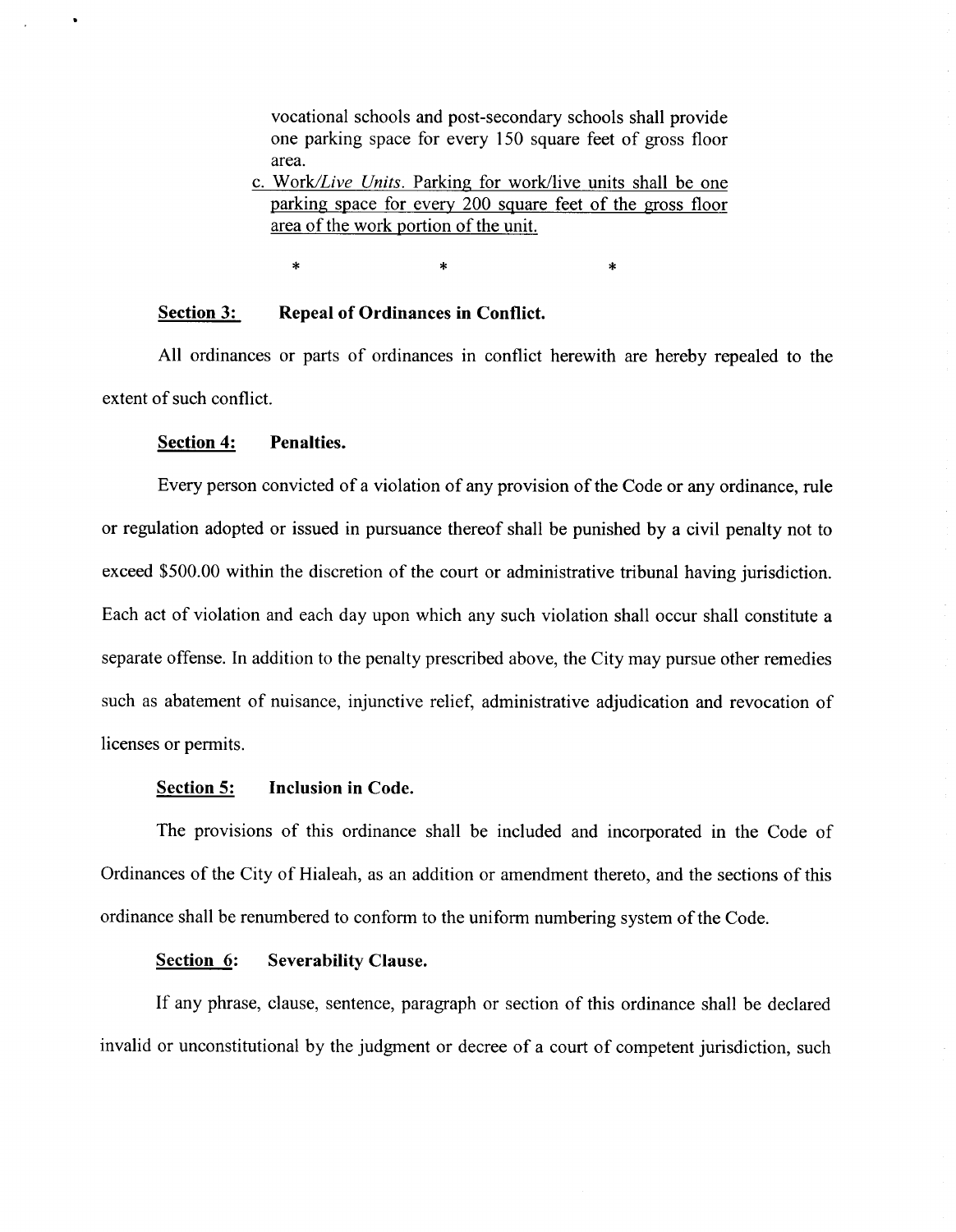vocational schools and post-secondary schools shall provide one parking space for every 150 square feet of gross floor area.

c. <u>Work/*Live Units*. Parking for work/live units shall be one parking space for every 200 square feet of the gross floor area of the work portion of the unit.</u>

\* \* \*

**<u>Section 3:</u> Repeal of Ordinances in Conflict.**

All ordinances or parts of ordinances in conflict herewith are hereby repealed to the extent of such conflict.

**<u>Section 4:</u> Penalties.**

Every person convicted of a violation of any provision of the Code or any ordinance, rule or regulation adopted or issued in pursuance thereof shall be punished by a civil penalty not to exceed $500.00 within the discretion of the court or administrative tribunal having jurisdiction. Each act of violation and each day upon which any such violation shall occur shall constitute a separate offense. In addition to the penalty prescribed above, the City may pursue other remedies such as abatement of nuisance, injunctive relief, administrative adjudication and revocation of licenses or permits.

**<u>Section 5:</u> Inclusion in Code.**

The provisions of this ordinance shall be included and incorporated in the Code of Ordinances of the City of Hialeah, as an addition or amendment thereto, and the sections of this ordinance shall be renumbered to conform to the uniform numbering system of the Code.

**<u>Section 6:</u> Severability Clause.**

If any phrase, clause, sentence, paragraph or section of this ordinance shall be declared invalid or unconstitutional by the judgment or decree of a court of competent jurisdiction, such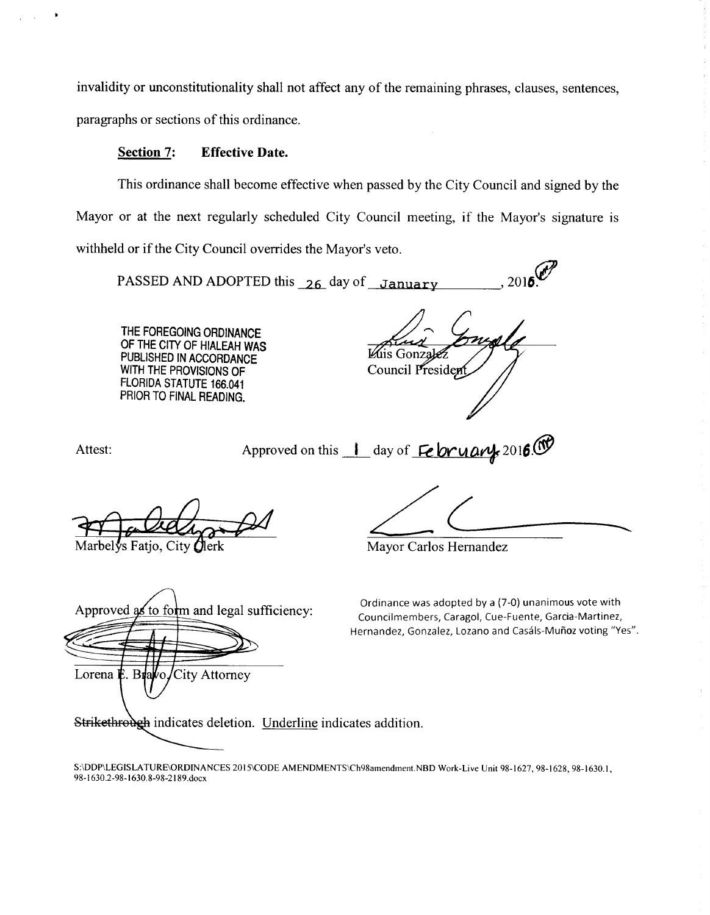invalidity or unconstitutionality shall not affect any of the remaining phrases, clauses, sentences, paragraphs or sections of this ordinance.

**Section 7: Effective Date.**

This ordinance shall become effective when passed by the City Council and signed by the Mayor or at the next regularly scheduled City Council meeting, if the Mayor's signature is withheld or if the City Council overrides the Mayor's veto.

PASSED AND ADOPTED this 26 day of January, 2016.

THE FOREGOING ORDINANCE OF THE CITY OF HIALEAH WAS PUBLISHED IN ACCORDANCE WITH THE PROVISIONS OF FLORIDA STATUTE 166.041 PRIOR TO FINAL READING.

Luis Gonzalez
Council President

Attest:

Approved on this 1 day of February 2016.

Marbelys Fatjo, City Clerk

Mayor Carlos Hernandez

Approved as to form and legal sufficiency:

Lorena E. Bravo, City Attorney

Ordinance was adopted by a (7-0) unanimous vote with Councilmembers, Caragol, Cue-Fuente, Garcia-Martinez, Hernandez, Gonzalez, Lozano and Casáls-Muñoz voting "Yes".

~~Strikethrough~~ indicates deletion. <u>Underline</u> indicates addition.

S:\DDP\LEGISLATURE\ORDINANCES 2015\CODE AMENDMENTS\Ch98amendment.NBD Work-Live Unit 98-1627, 98-1628, 98-1630.1, 98-1630.2-98-1630.8-98-2189.docx